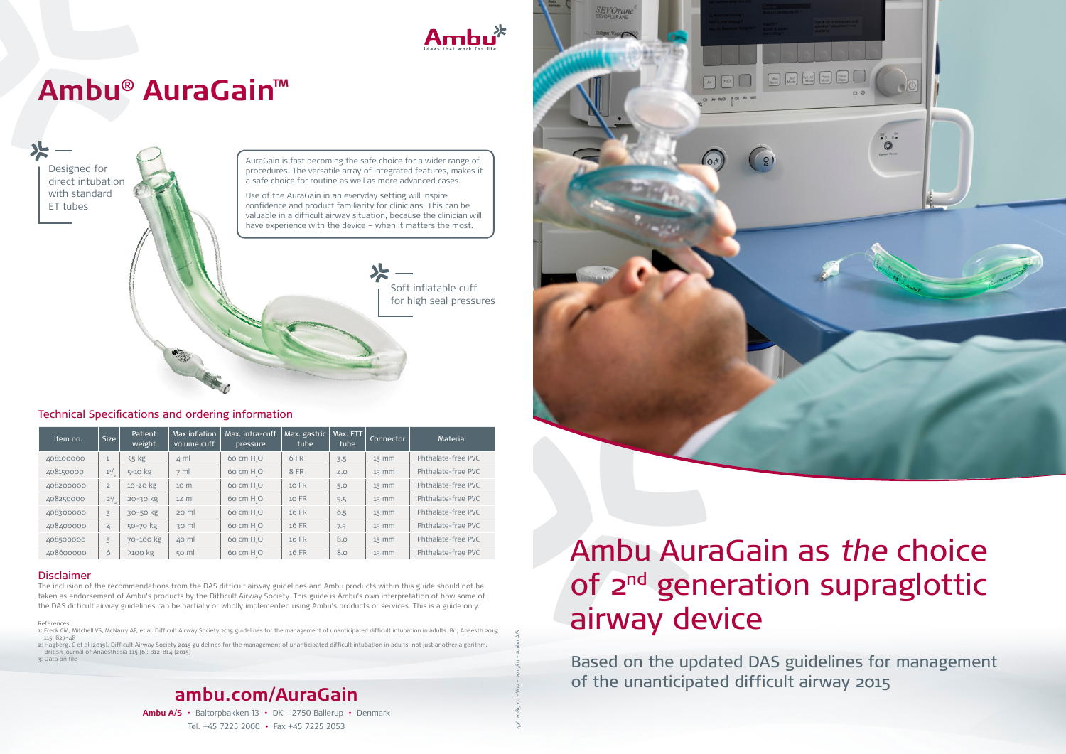# Ambu® AuraGain™

Designed for direct intubation with standard ET tubes

AuraGain is fast becoming the safe choice for a wider range of procedures. The versatile array of integrated features, makes it a safe choice for routine as well as more advanced cases.

Use of the AuraGain in an everyday setting will inspire confidence and product familiarity for clinicians. This can be valuable in a difficult airway situation, because the clinician will have experience with the device – when it matters the most.

Soft inflatable cuff for high seal pressures

## Technical Specifications and ordering information

| Item no. | Size | Patient weight | Max inflation volume cuff | Max. intra-cuff pressure | Max. gastric tube | Max. ETT tube | Connector | Material |
|---|---|---|---|---|---|---|---|---|
| 408100000 | 1 | <5 kg | 4 ml | 60 cm $H_2O$ | 6 FR | 3.5 | 15 mm | Phthalate-free PVC |
| 408150000 | 1½ | 5-10 kg | 7 ml | 60 cm $H_2O$ | 8 FR | 4.0 | 15 mm | Phthalate-free PVC |
| 408200000 | 2 | 10-20 kg | 10 ml | 60 cm $H_2O$ | 10 FR | 5.0 | 15 mm | Phthalate-free PVC |
| 408250000 | 2½ | 20-30 kg | 14 ml | 60 cm $H_2O$ | 10 FR | 5.5 | 15 mm | Phthalate-free PVC |
| 408300000 | 3 | 30-50 kg | 20 ml | 60 cm $H_2O$ | 16 FR | 6.5 | 15 mm | Phthalate-free PVC |
| 408400000 | 4 | 50-70 kg | 30 ml | 60 cm $H_2O$ | 16 FR | 7.5 | 15 mm | Phthalate-free PVC |
| 408500000 | 5 | 70-100 kg | 40 ml | 60 cm $H_2O$ | 16 FR | 8.0 | 15 mm | Phthalate-free PVC |
| 408600000 | 6 | >100 kg | 50 ml | 60 cm $H_2O$ | 16 FR | 8.0 | 15 mm | Phthalate-free PVC |

## Disclaimer

The inclusion of the recommendations from the DAS difficult airway guidelines and Ambu products within this guide should not be taken as endorsement of Ambu's products by the Difficult Airway Society. This guide is Ambu's own interpretation of how some of the DAS difficult airway guidelines can be partially or wholly implemented using Ambu's products or services. This is a guide only.

References:
1: Freck CM, Mitchell VS, McNarry AF, et al. Difficult Airway Society 2015 guidelines for the management of unanticipated difficult intubation in adults. Br J Anaesth 2015; 115: 827–48
2: Hagberg, C et al (2015), Difficult Airway Society 2015 guidelines for the management of unanticipated difficult intubation in adults: not just another algorithm, British Journal of Anaesthesia 115 (6): 812-814 (2015)
3: Data on file

## ambu.com/AuraGain

**Ambu A/S** • Baltorpbakken 13 • DK - 2750 Ballerup • Denmark
Tel. +45 7225 2000 • Fax +45 7225 2053

496 4089 01 - V02 - 2017/01 - Ambu A/S

# Ambu AuraGain as *the* choice of 2nd generation supraglottic airway device

Based on the updated DAS guidelines for management of the unanticipated difficult airway 2015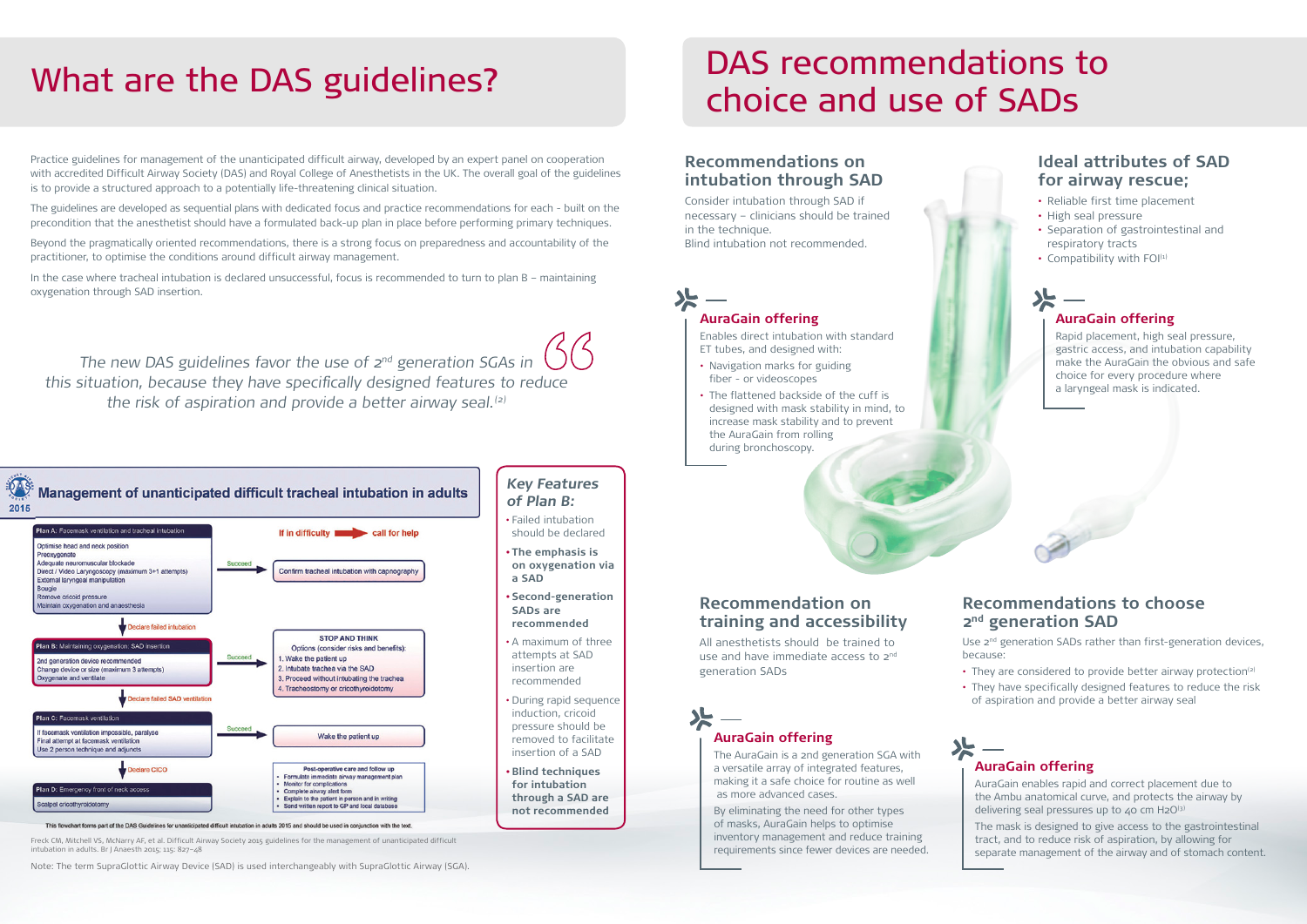# What are the DAS guidelines?

Practice guidelines for management of the unanticipated difficult airway, developed by an expert panel on cooperation with accredited Difficult Airway Society (DAS) and Royal College of Anesthetists in the UK. The overall goal of the guidelines is to provide a structured approach to a potentially life-threatening clinical situation.

The guidelines are developed as sequential plans with dedicated focus and practice recommendations for each - built on the precondition that the anesthetist should have a formulated back-up plan in place before performing primary techniques.

Beyond the pragmatically oriented recommendations, there is a strong focus on preparedness and accountability of the practitioner, to optimise the conditions around difficult airway management.

In the case where tracheal intubation is declared unsuccessful, focus is recommended to turn to plan B – maintaining oxygenation through SAD insertion.

> *The new DAS guidelines favor the use of 2nd generation SGAs in this situation, because they have specifically designed features to reduce the risk of aspiration and provide a better airway seal.[2]*

## Management of unanticipated difficult tracheal intubation in adults

DAS 2015

**Plan A: Facemask ventilation and tracheal intubation**
- Optimise head and neck position
- Preoxygenate
- Adequate neuromuscular blockade
- Direct / Video Laryngoscopy (maximum 3+1 attempts)
- External laryngeal manipulation
- Bougie
- Remove cricoid pressure
- Maintain oxygenation and anaesthesia

If in difficulty → call for help

Succeed → Confirm tracheal intubation with capnography

Declare failed intubation

**Plan B: Maintaining oxygenation: SAD insertion**
- 2nd generation device recommended
- Change device or size (maximum 3 attempts)
- Oxygenate and ventilate

Succeed → **STOP AND THINK**
Options (consider risks and benefits):
1. Wake the patient up
2. Intubate trachea via the SAD
3. Proceed without intubating the trachea
4. Tracheostomy or cricothyroidotomy

Declare failed SAD ventilation

**Plan C: Facemask ventilation**
- If facemask ventilation impossible, paralyse
- Final attempt at facemask ventilation
- Use 2 person technique and adjuncts

Succeed → Wake the patient up

Declare CICO

**Plan D: Emergency front of neck access**
- Scalpel cricothyroidotomy

**Post-operative care and follow up**
- Formulate immediate airway management plan
- Monitor for complications
- Complete airway alert form
- Explain to the patient in person and in writing
- Send written report to GP and local database

This flowchart forms part of the DAS Guidelines for unanticipated difficult intubation in adults 2015 and should be used in conjunction with the text.

### *Key Features of Plan B:*

- Failed intubation should be declared
- **The emphasis is on oxygenation via a SAD**
- **Second-generation SADs are recommended**
- A maximum of three attempts at SAD insertion are recommended
- During rapid sequence induction, cricoid pressure should be removed to facilitate insertion of a SAD
- **Blind techniques for intubation through a SAD are not recommended**

Freck CM, Mitchell VS, McNarry AF, et al. Difficult Airway Society 2015 guidelines for the management of unanticipated difficult intubation in adults. Br J Anaesth 2015; 115: 827–48

Note: The term SupraGlottic Airway Device (SAD) is used interchangeably with SupraGlottic Airway (SGA).

# DAS recommendations to choice and use of SADs

## Recommendations on intubation through SAD

Consider intubation through SAD if necessary – clinicians should be trained in the technique.
Blind intubation not recommended.

### AuraGain offering

Enables direct intubation with standard ET tubes, and designed with:

- Navigation marks for guiding fiber - or videoscopes
- The flattened backside of the cuff is designed with mask stability in mind, to increase mask stability and to prevent the AuraGain from rolling during bronchoscopy.

## Ideal attributes of SAD for airway rescue;

- Reliable first time placement
- High seal pressure
- Separation of gastrointestinal and respiratory tracts
- Compatibility with FOI[1]

### AuraGain offering

Rapid placement, high seal pressure, gastric access, and intubation capability make the AuraGain the obvious and safe choice for every procedure where a laryngeal mask is indicated.

## Recommendation on training and accessibility

All anesthetists should be trained to use and have immediate access to 2nd generation SADs

### AuraGain offering

The AuraGain is a 2nd generation SGA with a versatile array of integrated features, making it a safe choice for routine as well as more advanced cases.

By eliminating the need for other types of masks, AuraGain helps to optimise inventory management and reduce training requirements since fewer devices are needed.

## Recommendations to choose 2nd generation SAD

Use 2nd generation SADs rather than first-generation devices, because:

- They are considered to provide better airway protection[2]
- They have specifically designed features to reduce the risk of aspiration and provide a better airway seal

### AuraGain offering

AuraGain enables rapid and correct placement due to the Ambu anatomical curve, and protects the airway by delivering seal pressures up to 40 cm $H_2O$[3]

The mask is designed to give access to the gastrointestinal tract, and to reduce risk of aspiration, by allowing for separate management of the airway and of stomach content.